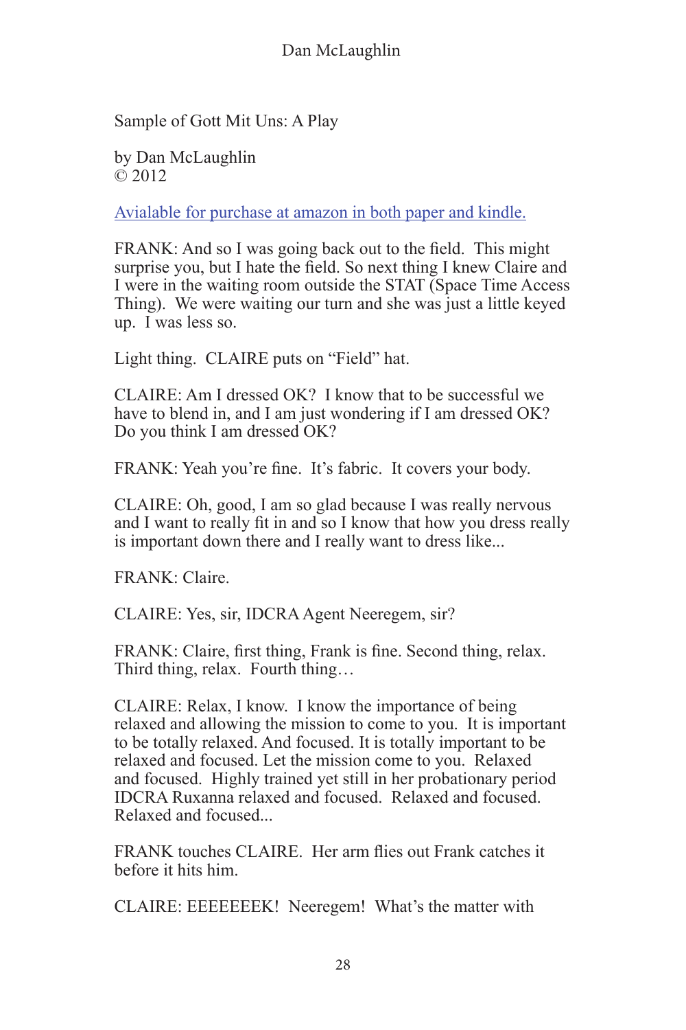Sample of Gott Mit Uns: A Play

by Dan McLaughlin
© 2012

Avialable for purchase at amazon in both paper and kindle.

FRANK: And so I was going back out to the field. This might surprise you, but I hate the field. So next thing I knew Claire and I were in the waiting room outside the STAT (Space Time Access Thing). We were waiting our turn and she was just a little keyed up. I was less so.

Light thing. CLAIRE puts on "Field" hat.

CLAIRE: Am I dressed OK? I know that to be successful we have to blend in, and I am just wondering if I am dressed OK? Do you think I am dressed OK?

FRANK: Yeah you're fine. It's fabric. It covers your body.

CLAIRE: Oh, good, I am so glad because I was really nervous and I want to really fit in and so I know that how you dress really is important down there and I really want to dress like...

FRANK: Claire.

CLAIRE: Yes, sir, IDCRA Agent Neeregem, sir?

FRANK: Claire, first thing, Frank is fine. Second thing, relax. Third thing, relax. Fourth thing…

CLAIRE: Relax, I know. I know the importance of being relaxed and allowing the mission to come to you. It is important to be totally relaxed. And focused. It is totally important to be relaxed and focused. Let the mission come to you. Relaxed and focused. Highly trained yet still in her probationary period IDCRA Ruxanna relaxed and focused. Relaxed and focused. Relaxed and focused...

FRANK touches CLAIRE. Her arm flies out Frank catches it before it hits him.

CLAIRE: EEEEEEEK! Neeregem! What's the matter with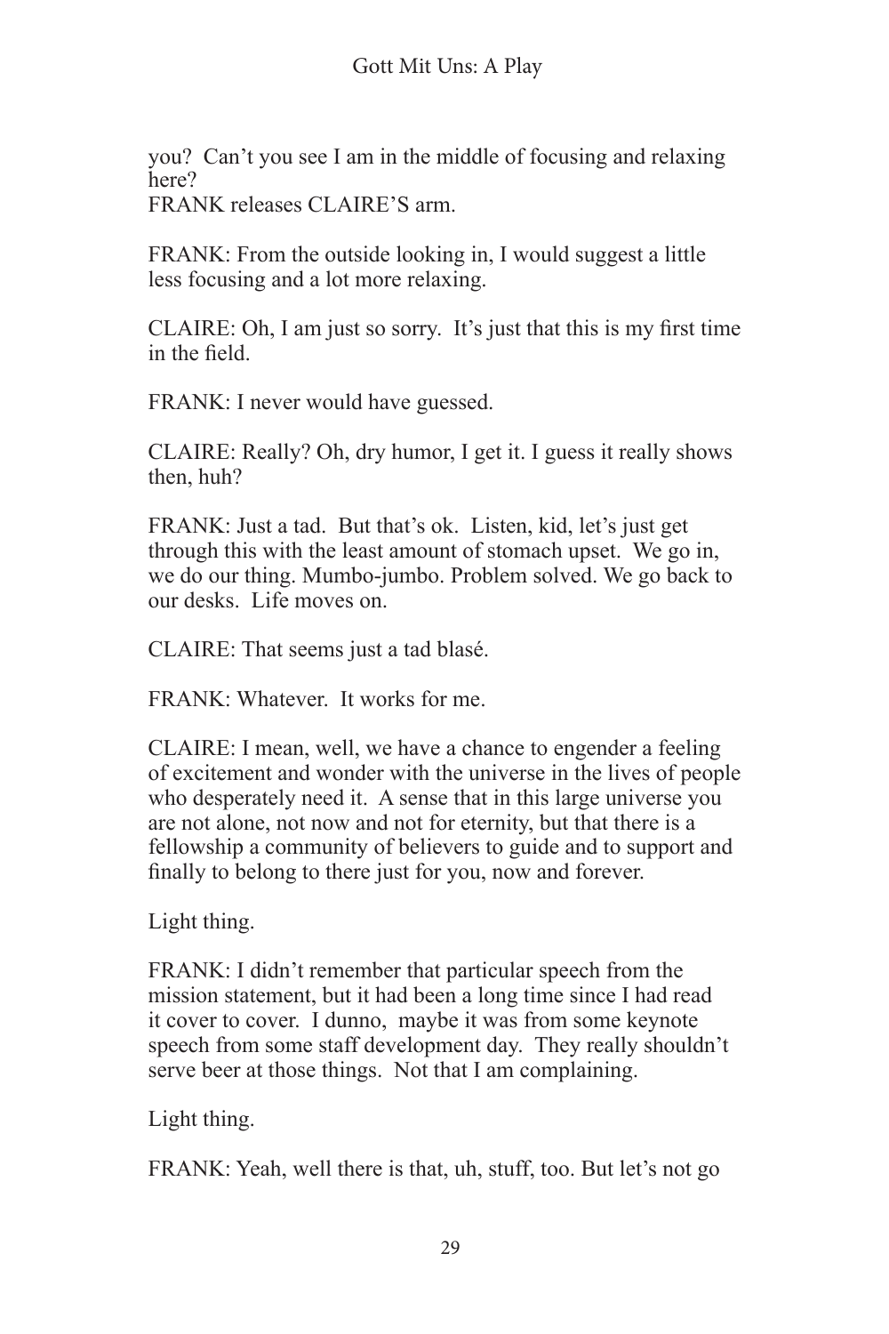you? Can't you see I am in the middle of focusing and relaxing here?
FRANK releases CLAIRE'S arm.

FRANK: From the outside looking in, I would suggest a little less focusing and a lot more relaxing.

CLAIRE: Oh, I am just so sorry. It's just that this is my first time in the field.

FRANK: I never would have guessed.

CLAIRE: Really? Oh, dry humor, I get it. I guess it really shows then, huh?

FRANK: Just a tad. But that's ok. Listen, kid, let's just get through this with the least amount of stomach upset. We go in, we do our thing. Mumbo-jumbo. Problem solved. We go back to our desks. Life moves on.

CLAIRE: That seems just a tad blasé.

FRANK: Whatever. It works for me.

CLAIRE: I mean, well, we have a chance to engender a feeling of excitement and wonder with the universe in the lives of people who desperately need it. A sense that in this large universe you are not alone, not now and not for eternity, but that there is a fellowship a community of believers to guide and to support and finally to belong to there just for you, now and forever.

Light thing.

FRANK: I didn't remember that particular speech from the mission statement, but it had been a long time since I had read it cover to cover. I dunno, maybe it was from some keynote speech from some staff development day. They really shouldn't serve beer at those things. Not that I am complaining.

Light thing.

FRANK: Yeah, well there is that, uh, stuff, too. But let's not go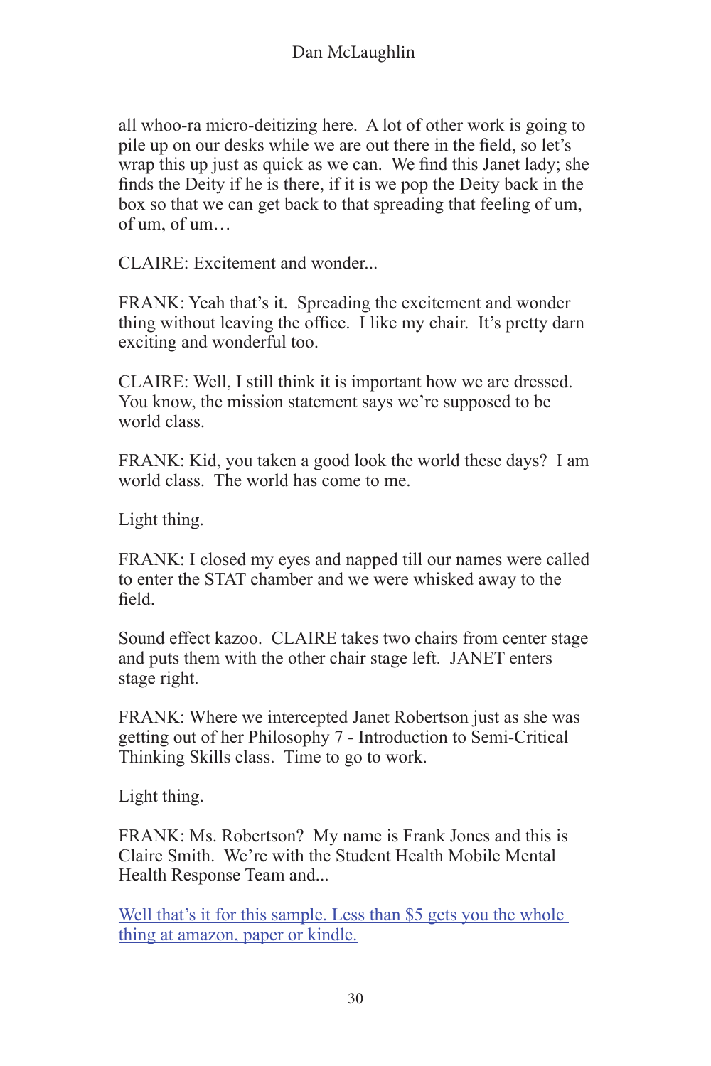all whoo-ra micro-deitizing here. A lot of other work is going to pile up on our desks while we are out there in the field, so let's wrap this up just as quick as we can. We find this Janet lady; she finds the Deity if he is there, if it is we pop the Deity back in the box so that we can get back to that spreading that feeling of um, of um, of um…

CLAIRE: Excitement and wonder...

FRANK: Yeah that's it. Spreading the excitement and wonder thing without leaving the office. I like my chair. It's pretty darn exciting and wonderful too.

CLAIRE: Well, I still think it is important how we are dressed. You know, the mission statement says we're supposed to be world class.

FRANK: Kid, you taken a good look the world these days? I am world class. The world has come to me.

Light thing.

FRANK: I closed my eyes and napped till our names were called to enter the STAT chamber and we were whisked away to the field.

Sound effect kazoo. CLAIRE takes two chairs from center stage and puts them with the other chair stage left. JANET enters stage right.

FRANK: Where we intercepted Janet Robertson just as she was getting out of her Philosophy 7 - Introduction to Semi-Critical Thinking Skills class. Time to go to work.

Light thing.

FRANK: Ms. Robertson? My name is Frank Jones and this is Claire Smith. We're with the Student Health Mobile Mental Health Response Team and...

Well that's it for this sample. Less than $5 gets you the whole thing at amazon, paper or kindle.